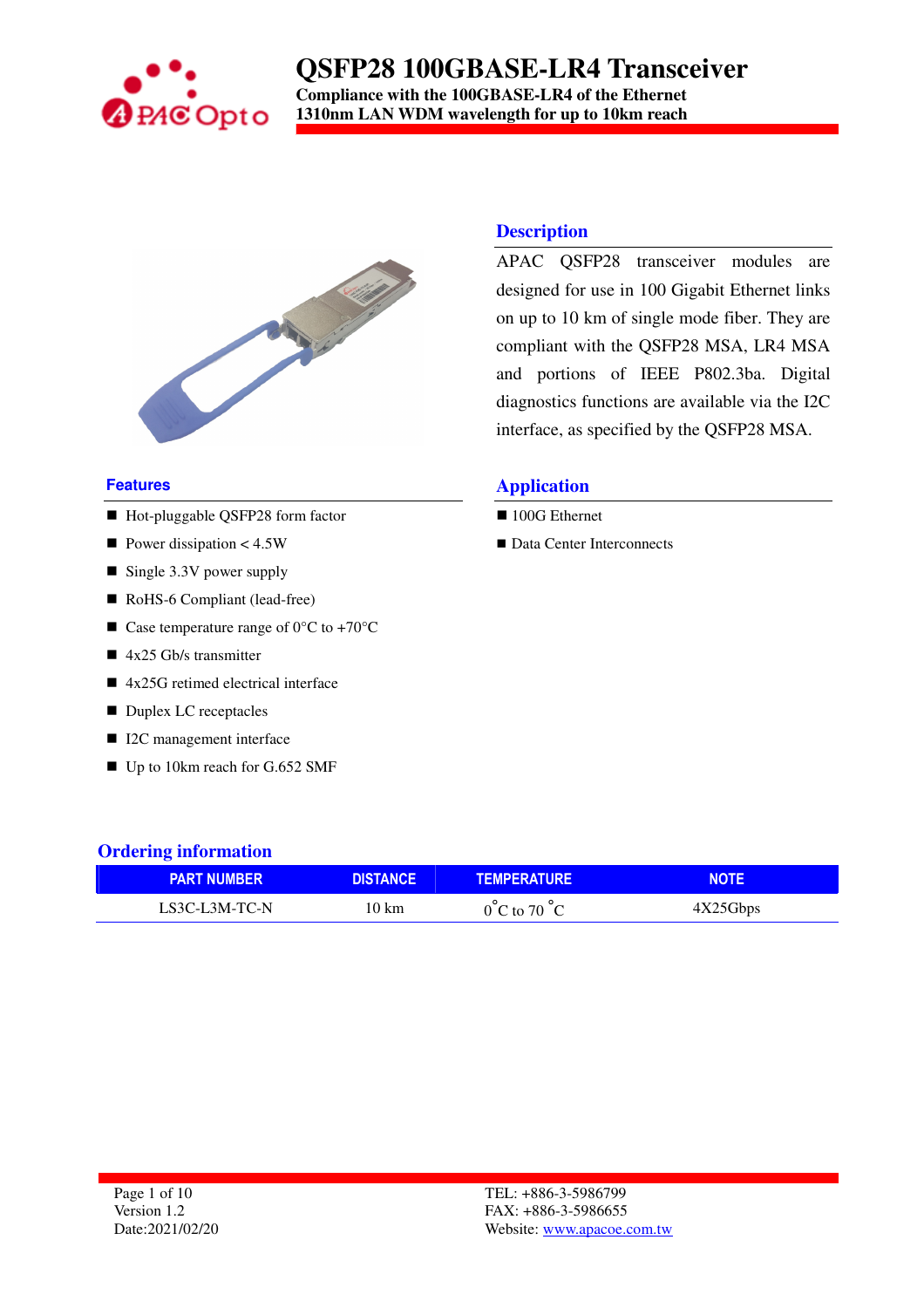# QSFP28 100GBASE-LR4 Transceiver

**Compliance with the 100GBASE-LR4 of the Ethernet**
**1310nm LAN WDM wavelength for up to 10km reach**

## Description

APAC QSFP28 transceiver modules are designed for use in 100 Gigabit Ethernet links on up to 10 km of single mode fiber. They are compliant with the QSFP28 MSA, LR4 MSA and portions of IEEE P802.3ba. Digital diagnostics functions are available via the I2C interface, as specified by the QSFP28 MSA.

## Features

- Hot-pluggable QSFP28 form factor
- Power dissipation < 4.5W
- Single 3.3V power supply
- RoHS-6 Compliant (lead-free)
- Case temperature range of 0°C to +70°C
- 4x25 Gb/s transmitter
- 4x25G retimed electrical interface
- Duplex LC receptacles
- I2C management interface
- Up to 10km reach for G.652 SMF

## Application

- 100G Ethernet
- Data Center Interconnects

## Ordering information

| PART NUMBER | DISTANCE | TEMPERATURE | NOTE |
|---|---|---|---|
| LS3C-L3M-TC-N | 10 km | 0°C to 70 °C | 4X25Gbps |

Version 1.2
Date:2021/02/20

TEL: +886-3-5986799
FAX: +886-3-5986655
Website: www.apacoe.com.tw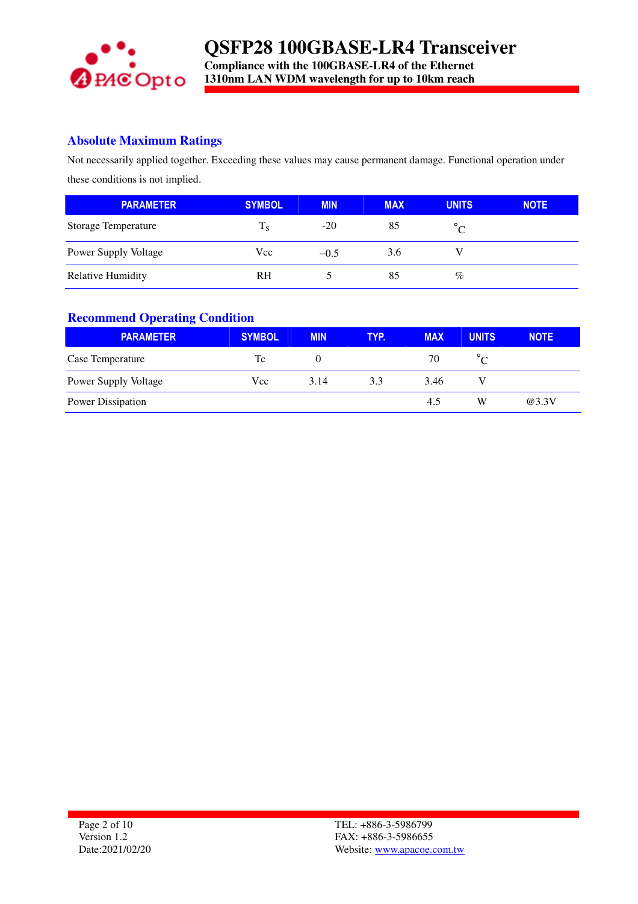## Absolute Maximum Ratings

Not necessarily applied together. Exceeding these values may cause permanent damage. Functional operation under these conditions is not implied.

| PARAMETER | SYMBOL | MIN | MAX | UNITS | NOTE |
|---|---|---|---|---|---|
| Storage Temperature | $T_S$ | -20 | 85 | °C | |
| Power Supply Voltage | Vcc | –0.5 | 3.6 | V | |
| Relative Humidity | RH | 5 | 85 | % | |

## Recommend Operating Condition

| PARAMETER | SYMBOL | MIN | TYP. | MAX | UNITS | NOTE |
|---|---|---|---|---|---|---|
| Case Temperature | Tc | 0 | | 70 | °C | |
| Power Supply Voltage | Vcc | 3.14 | 3.3 | 3.46 | V | |
| Power Dissipation | | | | 4.5 | W | @3.3V |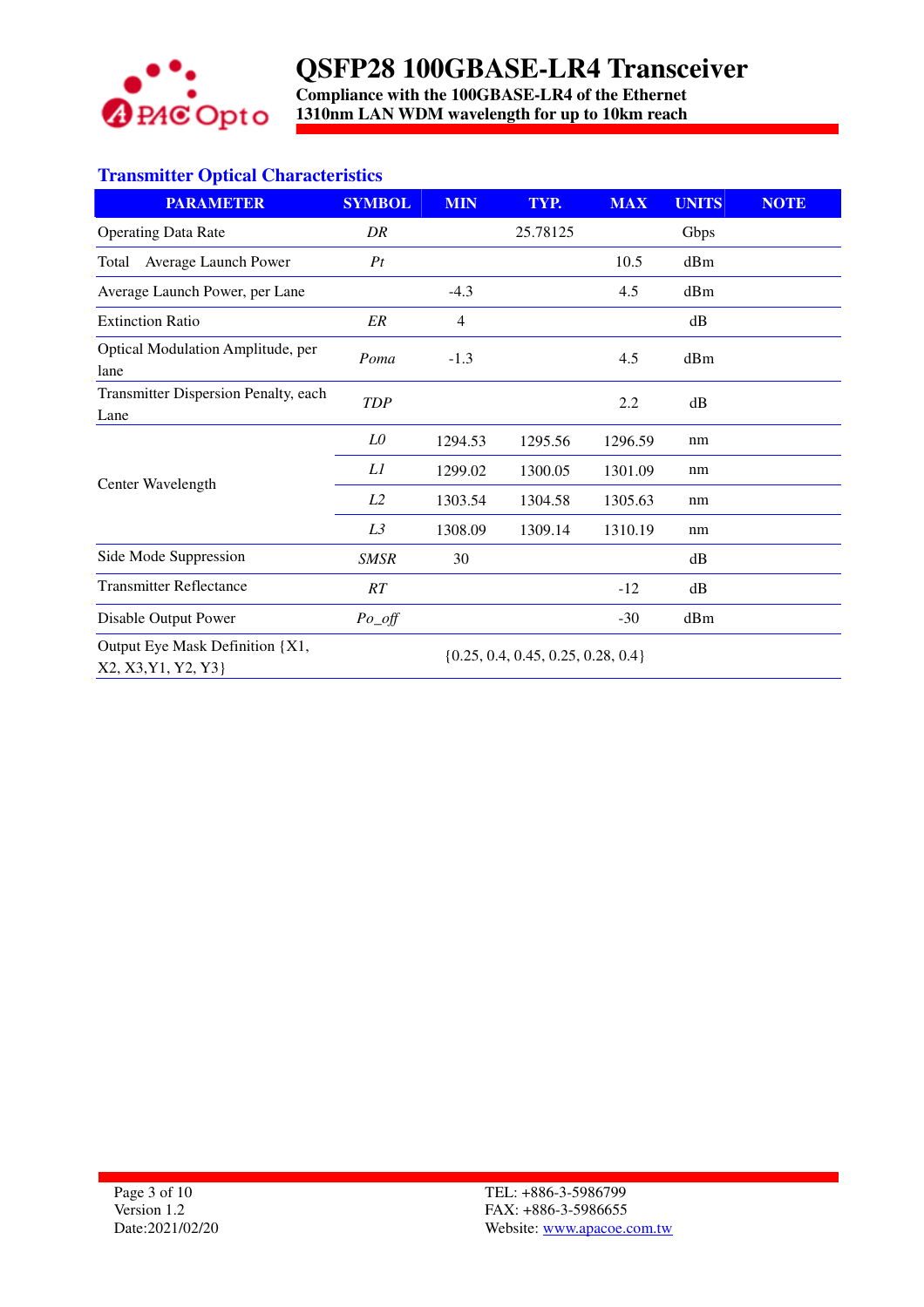## Transmitter Optical Characteristics

| PARAMETER | SYMBOL | MIN | TYP. | MAX | UNITS | NOTE |
|---|---|---|---|---|---|---|
| Operating Data Rate | *DR* | | 25.78125 | | Gbps | |
| Total Average Launch Power | *Pt* | | | 10.5 | dBm | |
| Average Launch Power, per Lane | | -4.3 | | 4.5 | dBm | |
| Extinction Ratio | *ER* | 4 | | | dB | |
| Optical Modulation Amplitude, per lane | *Poma* | -1.3 | | 4.5 | dBm | |
| Transmitter Dispersion Penalty, each Lane | *TDP* | | | 2.2 | dB | |
| Center Wavelength | *L0* | 1294.53 | 1295.56 | 1296.59 | nm | |
| | *L1* | 1299.02 | 1300.05 | 1301.09 | nm | |
| | *L2* | 1303.54 | 1304.58 | 1305.63 | nm | |
| | *L3* | 1308.09 | 1309.14 | 1310.19 | nm | |
| Side Mode Suppression | *SMSR* | 30 | | | dB | |
| Transmitter Reflectance | *RT* | | | -12 | dB | |
| Disable Output Power | *Po_off* | | | -30 | dBm | |
| Output Eye Mask Definition {X1, X2, X3,Y1, Y2, Y3} | | {0.25, 0.4, 0.45, 0.25, 0.28, 0.4} | | | | |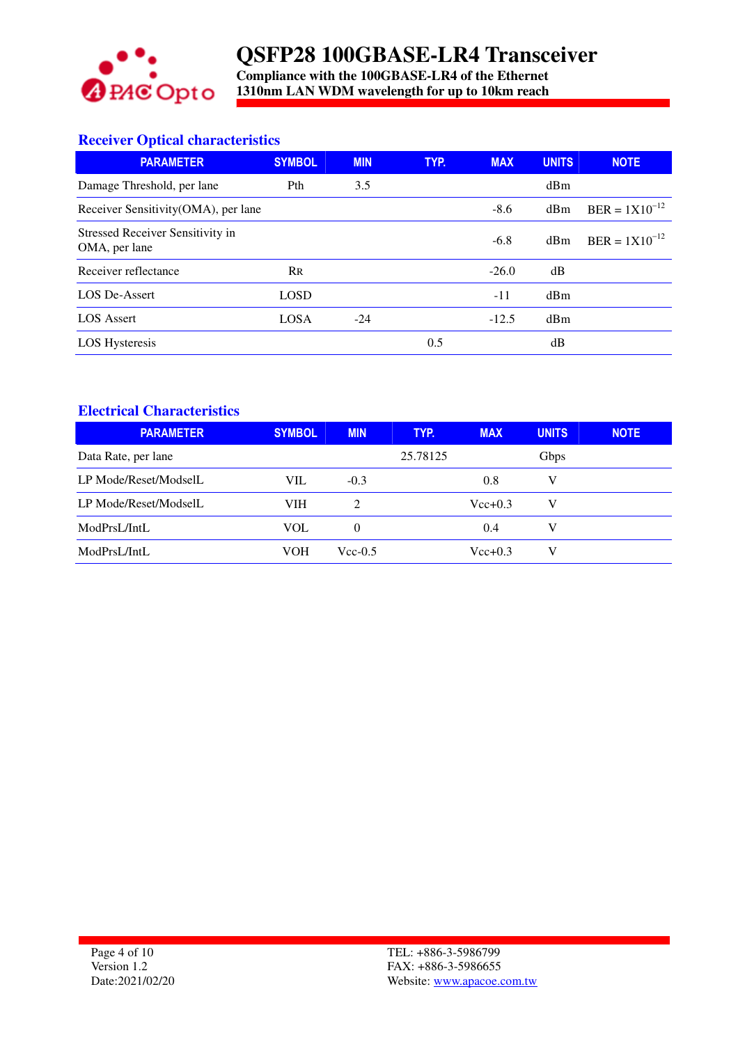## Receiver Optical characteristics

| PARAMETER | SYMBOL | MIN | TYP. | MAX | UNITS | NOTE |
|---|---|---|---|---|---|---|
| Damage Threshold, per lane | Pth | 3.5 | | | dBm | |
| Receiver Sensitivity(OMA), per lane | | | | -8.6 | dBm | BER = $1X10^{-12}$ |
| Stressed Receiver Sensitivity in OMA, per lane | | | | -6.8 | dBm | BER = $1X10^{-12}$ |
| Receiver reflectance | RR | | | -26.0 | dB | |
| LOS De-Assert | LOSD | | | -11 | dBm | |
| LOS Assert | LOSA | -24 | | -12.5 | dBm | |
| LOS Hysteresis | | | 0.5 | | dB | |

## Electrical Characteristics

| PARAMETER | SYMBOL | MIN | TYP. | MAX | UNITS | NOTE |
|---|---|---|---|---|---|---|
| Data Rate, per lane | | | 25.78125 | | Gbps | |
| LP Mode/Reset/ModselL | VIL | -0.3 | | 0.8 | V | |
| LP Mode/Reset/ModselL | VIH | 2 | | Vcc+0.3 | V | |
| ModPrsL/IntL | VOL | 0 | | 0.4 | V | |
| ModPrsL/IntL | VOH | Vcc-0.5 | | Vcc+0.3 | V | |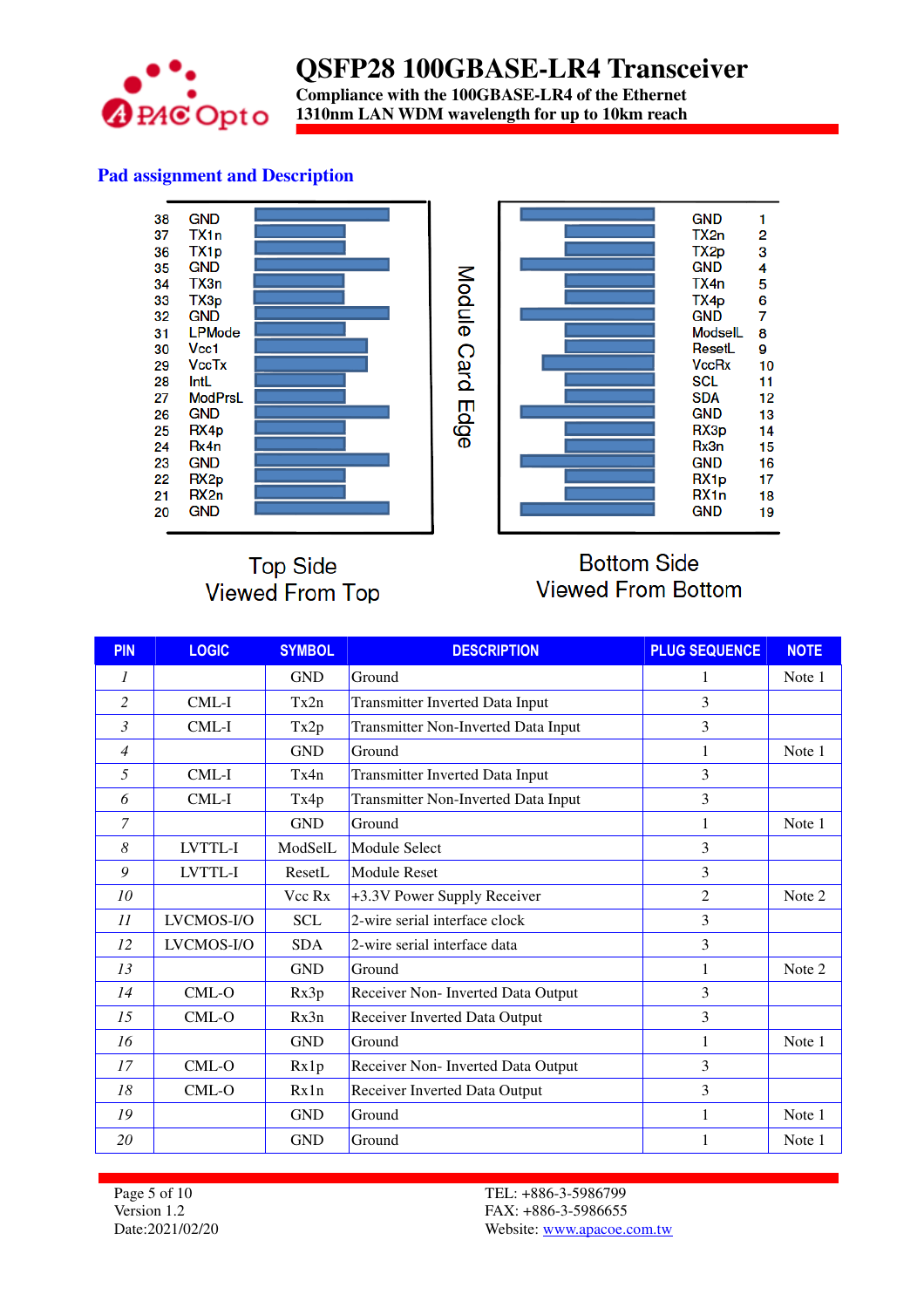## Pad assignment and Description

| Pin | Top Side |
|---|---|
| 38 | GND |
| 37 | TX1n |
| 36 | TX1p |
| 35 | GND |
| 34 | TX3n |
| 33 | TX3p |
| 32 | GND |
| 31 | LPMode |
| 30 | Vcc1 |
| 29 | VccTx |
| 28 | IntL |
| 27 | ModPrsL |
| 26 | GND |
| 25 | RX4p |
| 24 | Rx4n |
| 23 | GND |
| 22 | RX2p |
| 21 | RX2n |
| 20 | GND |

| Bottom Side | Pin |
|---|---|
| GND | 1 |
| TX2n | 2 |
| TX2p | 3 |
| GND | 4 |
| TX4n | 5 |
| TX4p | 6 |
| GND | 7 |
| ModselL | 8 |
| ResetL | 9 |
| VccRx | 10 |
| SCL | 11 |
| SDA | 12 |
| GND | 13 |
| RX3p | 14 |
| Rx3n | 15 |
| GND | 16 |
| RX1p | 17 |
| RX1n | 18 |
| GND | 19 |

Module Card Edge

Top Side
Viewed From Top

Bottom Side
Viewed From Bottom

| PIN | LOGIC | SYMBOL | DESCRIPTION | PLUG SEQUENCE | NOTE |
|---|---|---|---|---|---|
| 1 | | GND | Ground | 1 | Note 1 |
| 2 | CML-I | Tx2n | Transmitter Inverted Data Input | 3 | |
| 3 | CML-I | Tx2p | Transmitter Non-Inverted Data Input | 3 | |
| 4 | | GND | Ground | 1 | Note 1 |
| 5 | CML-I | Tx4n | Transmitter Inverted Data Input | 3 | |
| 6 | CML-I | Tx4p | Transmitter Non-Inverted Data Input | 3 | |
| 7 | | GND | Ground | 1 | Note 1 |
| 8 | LVTTL-I | ModSelL | Module Select | 3 | |
| 9 | LVTTL-I | ResetL | Module Reset | 3 | |
| 10 | | Vcc Rx | +3.3V Power Supply Receiver | 2 | Note 2 |
| 11 | LVCMOS-I/O | SCL | 2-wire serial interface clock | 3 | |
| 12 | LVCMOS-I/O | SDA | 2-wire serial interface data | 3 | |
| 13 | | GND | Ground | 1 | Note 2 |
| 14 | CML-O | Rx3p | Receiver Non- Inverted Data Output | 3 | |
| 15 | CML-O | Rx3n | Receiver Inverted Data Output | 3 | |
| 16 | | GND | Ground | 1 | Note 1 |
| 17 | CML-O | Rx1p | Receiver Non- Inverted Data Output | 3 | |
| 18 | CML-O | Rx1n | Receiver Inverted Data Output | 3 | |
| 19 | | GND | Ground | 1 | Note 1 |
| 20 | | GND | Ground | 1 | Note 1 |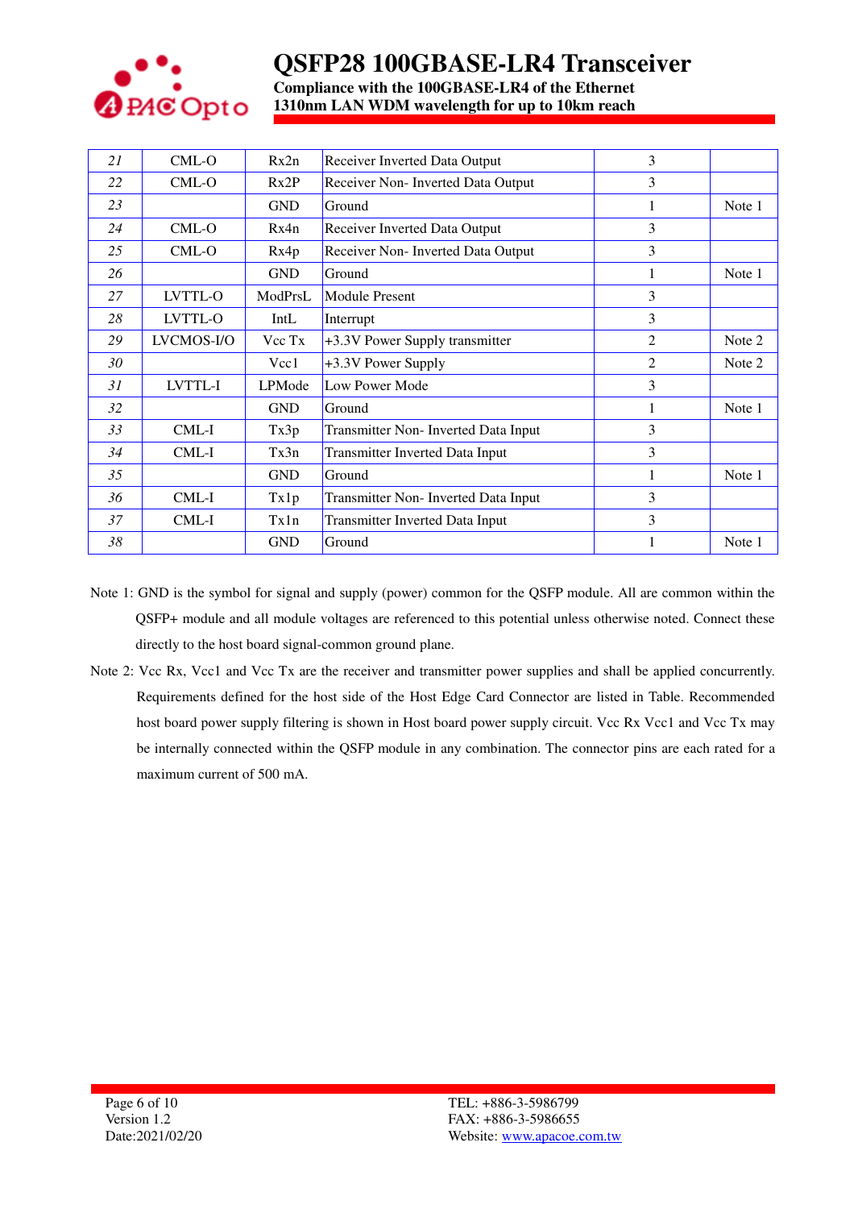| 21 | CML-O | Rx2n | Receiver Inverted Data Output | 3 | |
|---|---|---|---|---|---|
| 22 | CML-O | Rx2P | Receiver Non- Inverted Data Output | 3 | |
| 23 | | GND | Ground | 1 | Note 1 |
| 24 | CML-O | Rx4n | Receiver Inverted Data Output | 3 | |
| 25 | CML-O | Rx4p | Receiver Non- Inverted Data Output | 3 | |
| 26 | | GND | Ground | 1 | Note 1 |
| 27 | LVTTL-O | ModPrsL | Module Present | 3 | |
| 28 | LVTTL-O | IntL | Interrupt | 3 | |
| 29 | LVCMOS-I/O | Vcc Tx | +3.3V Power Supply transmitter | 2 | Note 2 |
| 30 | | Vcc1 | +3.3V Power Supply | 2 | Note 2 |
| 31 | LVTTL-I | LPMode | Low Power Mode | 3 | |
| 32 | | GND | Ground | 1 | Note 1 |
| 33 | CML-I | Tx3p | Transmitter Non- Inverted Data Input | 3 | |
| 34 | CML-I | Tx3n | Transmitter Inverted Data Input | 3 | |
| 35 | | GND | Ground | 1 | Note 1 |
| 36 | CML-I | Tx1p | Transmitter Non- Inverted Data Input | 3 | |
| 37 | CML-I | Tx1n | Transmitter Inverted Data Input | 3 | |
| 38 | | GND | Ground | 1 | Note 1 |

Note 1: GND is the symbol for signal and supply (power) common for the QSFP module. All are common within the QSFP+ module and all module voltages are referenced to this potential unless otherwise noted. Connect these directly to the host board signal-common ground plane.

Note 2: Vcc Rx, Vcc1 and Vcc Tx are the receiver and transmitter power supplies and shall be applied concurrently. Requirements defined for the host side of the Host Edge Card Connector are listed in Table. Recommended host board power supply filtering is shown in Host board power supply circuit. Vcc Rx Vcc1 and Vcc Tx may be internally connected within the QSFP module in any combination. The connector pins are each rated for a maximum current of 500 mA.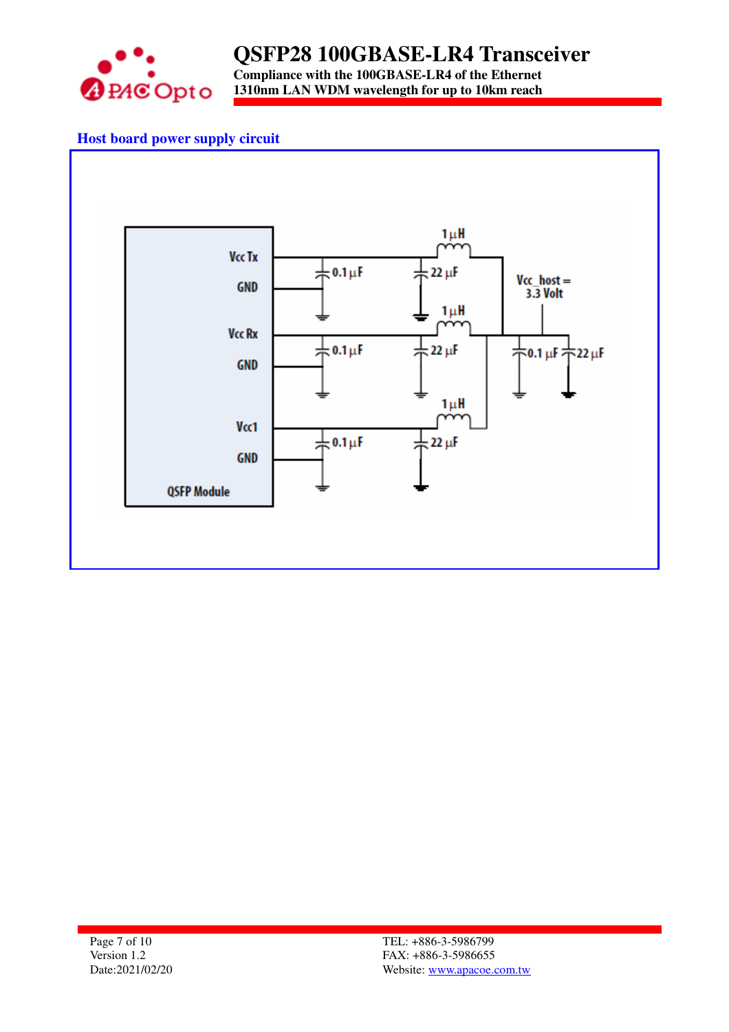## Host board power supply circuit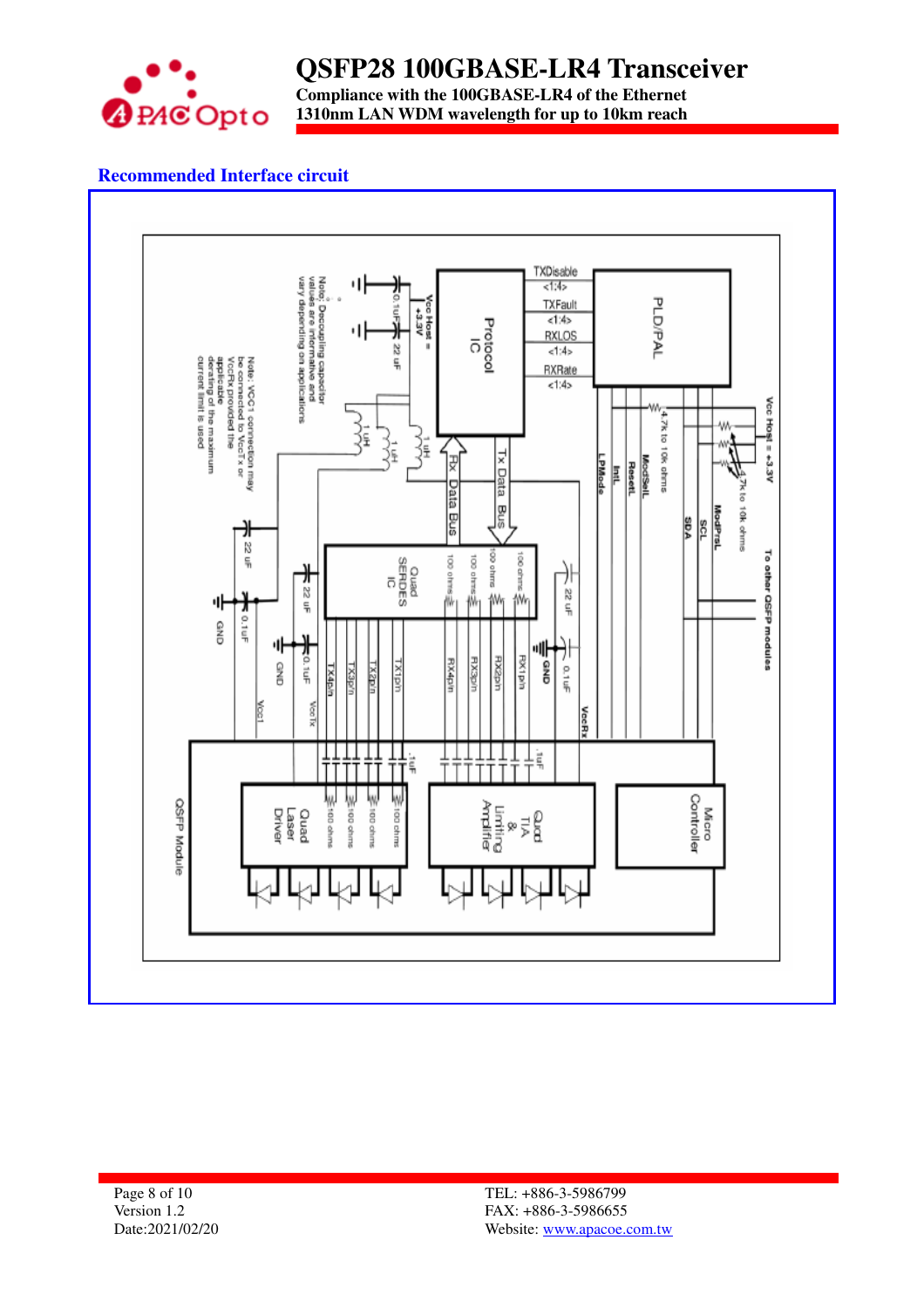## Recommended Interface circuit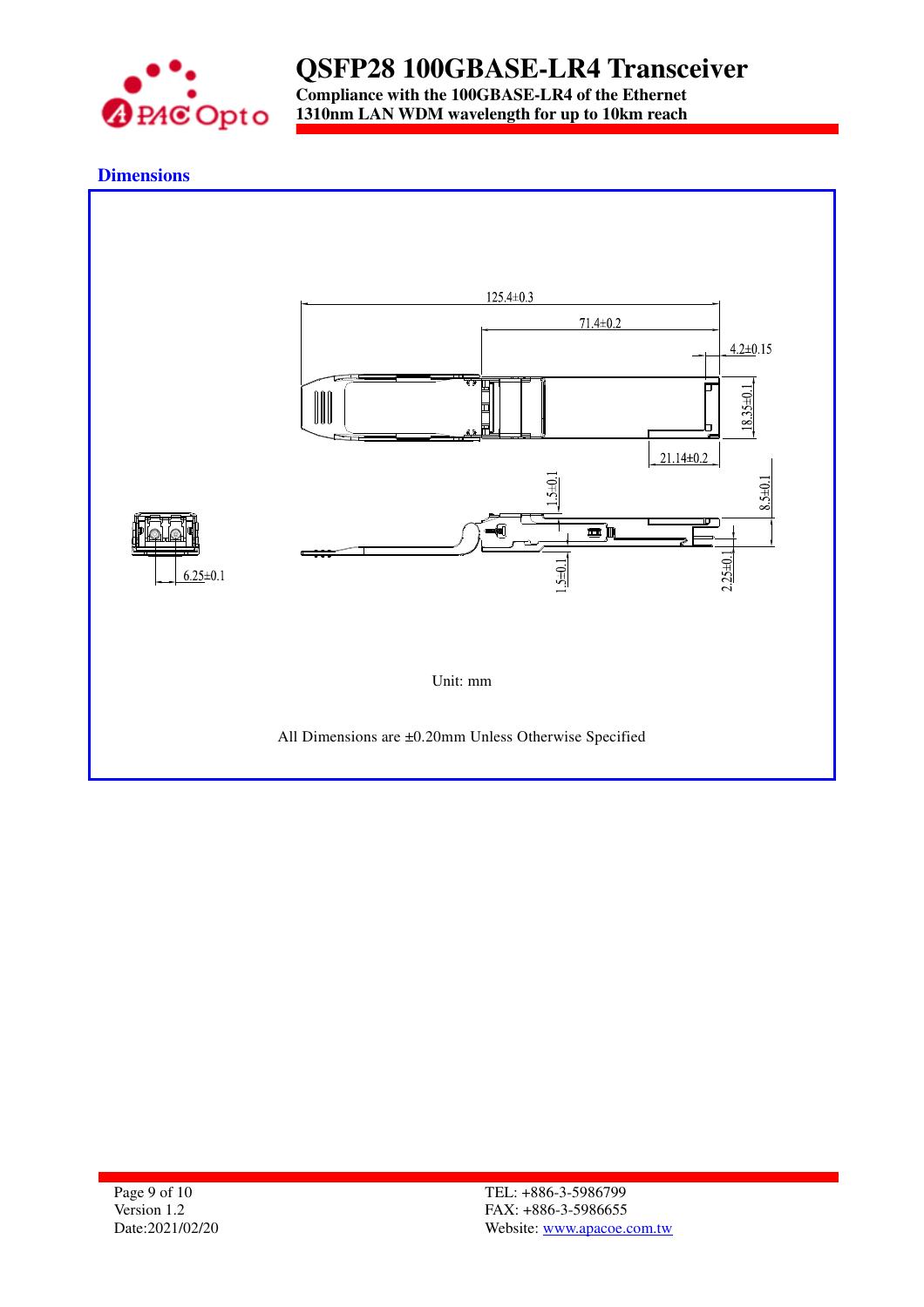## Dimensions

125.4±0.3

71.4±0.2

4.2±0.15

18.35±0.1

21.14±0.2

1.5±0.1

8.5±0.1

6.25±0.1

1.5±0.1

2.25±0.1

Unit: mm

All Dimensions are ±0.20mm Unless Otherwise Specified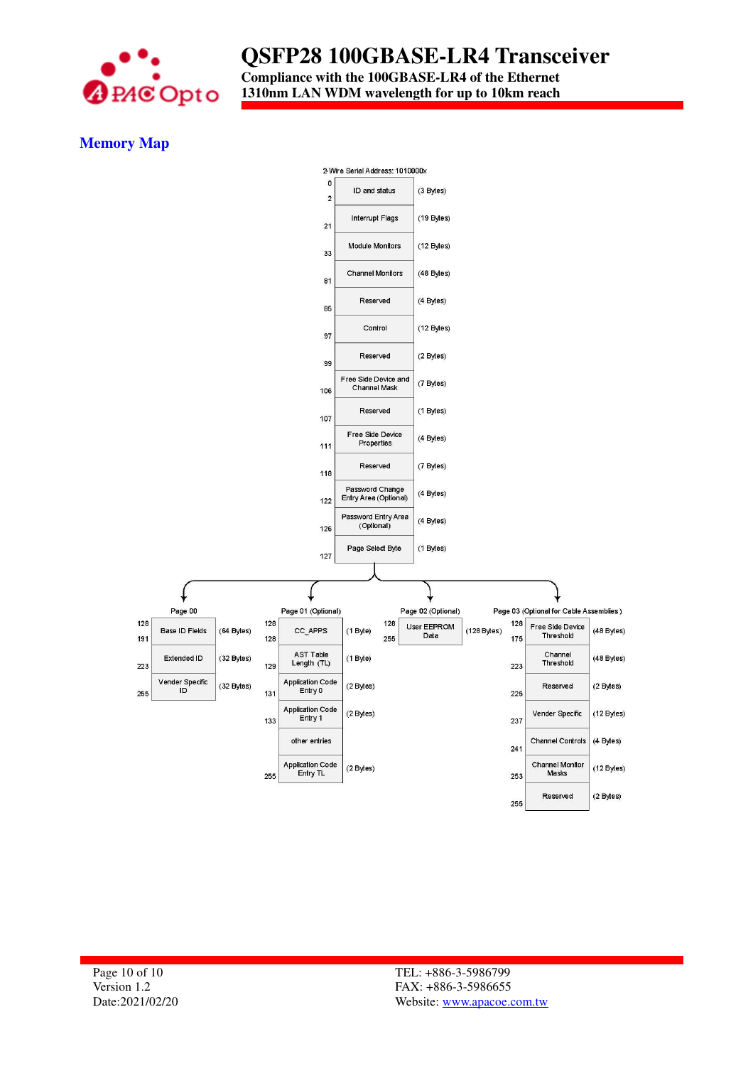## Memory Map

2-Wire Serial Address: 1010000x

| Address | Field | Size |
|---|---|---|
| 0–2 | ID and status | (3 Bytes) |
| 21 | Interrupt Flags | (19 Bytes) |
| 33 | Module Monitors | (12 Bytes) |
| 81 | Channel Monitors | (48 Bytes) |
| 85 | Reserved | (4 Bytes) |
| 97 | Control | (12 Bytes) |
| 99 | Reserved | (2 Bytes) |
| 106 | Free Side Device and Channel Mask | (7 Bytes) |
| 107 | Reserved | (1 Bytes) |
| 111 | Free Side Device Properties | (4 Bytes) |
| 118 | Reserved | (7 Bytes) |
| 122 | Password Change Entry Area (Optional) | (4 Bytes) |
| 126 | Password Entry Area (Optional) | (4 Bytes) |
| 127 | Page Select Byte | (1 Bytes) |

**Page 00**

| Address | Field | Size |
|---|---|---|
| 128–191 | Base ID Fields | (64 Bytes) |
| 223 | Extended ID | (32 Bytes) |
| 255 | Vender Specific ID | (32 Bytes) |

**Page 01 (Optional)**

| Address | Field | Size |
|---|---|---|
| 128–128 | CC_APPS | (1 Byte) |
| 129 | AST Table Length (TL) | (1 Byte) |
| 131 | Application Code Entry 0 | (2 Bytes) |
| 133 | Application Code Entry 1 | (2 Bytes) |
| | other entries | |
| 255 | Application Code Entry TL | (2 Bytes) |

**Page 02 (Optional)**

| Address | Field | Size |
|---|---|---|
| 128–255 | User EEPROM Data | (128 Bytes) |

**Page 03 (Optional for Cable Assemblies)**

| Address | Field | Size |
|---|---|---|
| 128–175 | Free Side Device Threshold | (48 Bytes) |
| 223 | Channel Threshold | (48 Bytes) |
| 225 | Reserved | (2 Bytes) |
| 237 | Vender Specific | (12 Bytes) |
| 241 | Channel Controls | (4 Bytes) |
| 253 | Channel Monitor Masks | (12 Bytes) |
| 255 | Reserved | (2 Bytes) |